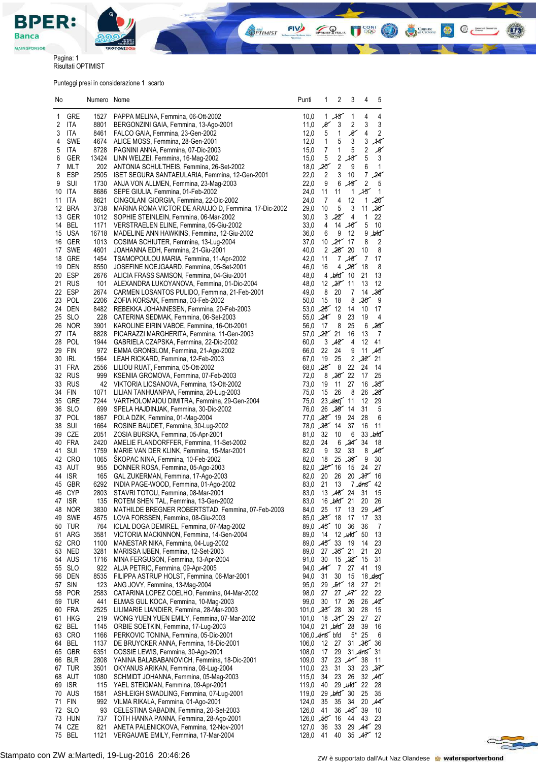Pagina: 1
Risultati OPTIMIST

Punteggi presi in considerazione 1 scarto

| No | | Numero | Nome | Punti | 1 | 2 | 3 | 4 | 5 |
|---|---|---|---|---|---|---|---|---|---|
| 1 | GRE | 1527 | PAPPA MELINA, Femmina, 06-Ott-2002 | 10,0 | 1 | 13 | 1 | 4 | 4 |
| 2 | ITA | 8801 | BERGONZINI GAIA, Femmina, 13-Ago-2001 | 11,0 | 8 | 3 | 2 | 3 | 3 |
| 3 | ITA | 8461 | FALCO GAIA, Femmina, 23-Gen-2002 | 12,0 | 5 | 1 | 8 | 4 | 2 |
| 4 | SWE | 4674 | ALICE MOSS, Femmina, 28-Gen-2001 | 12,0 | 1 | 5 | 3 | 3 | 14 |
| 5 | ITA | 8728 | PAGNINI ANNA, Femmina, 07-Dic-2003 | 15,0 | 7 | 1 | 5 | 2 | 9 |
| 6 | GER | 13424 | LINN WELZEI, Femmina, 16-Mag-2002 | 15,0 | 5 | 2 | 13 | 5 | 3 |
| 7 | MLT | 202 | ANTONIA SCHULTHEIS, Femmina, 26-Set-2002 | 18,0 | 20 | 2 | 9 | 6 | 1 |
| 8 | ESP | 2505 | ISET SEGURA SANTAEULARIA, Femmina, 12-Gen-2001 | 22,0 | 2 | 3 | 10 | 7 | 24 |
| 9 | SUI | 1730 | ANJA VON ALLMEN, Femmina, 23-Mag-2003 | 22,0 | 9 | 6 | 19 | 2 | 5 |
| 10 | ITA | 8686 | SEPE GIULIA, Femmina, 01-Feb-2002 | 24,0 | 11 | 11 | 1 | 15 | 1 |
| 11 | ITA | 8621 | CINGOLANI GIORGIA, Femmina, 22-Dic-2002 | 24,0 | 7 | 4 | 12 | 1 | 20 |
| 12 | BRA | 3738 | MARINA ROMA VICTOR DE ARAUJO D, Femmina, 17-Dic-2002 | 29,0 | 10 | 5 | 3 | 11 | 30 |
| 13 | GER | 1012 | SOPHIE STEINLEIN, Femmina, 06-Mar-2002 | 30,0 | 3 | 22 | 4 | 1 | 22 |
| 14 | BEL | 1171 | VERSTRAELEN ELINE, Femmina, 05-Giu-2002 | 33,0 | 4 | 14 | 16 | 5 | 10 |
| 15 | USA | 16718 | MADELINE ANN HAWKINS, Femmina, 12-Giu-2002 | 36,0 | 6 | 9 | 12 | 9 | bfd |
| 16 | GER | 1013 | COSIMA SCHIUTER, Femmina, 13-Lug-2004 | 37,0 | 10 | 21 | 17 | 8 | 2 |
| 17 | SWE | 4601 | JOAHANNA EDH, Femmina, 21-Giu-2001 | 40,0 | 2 | 28 | 20 | 10 | 8 |
| 18 | GRE | 1454 | TSAMOPOULOU MARIA, Femmina, 11-Apr-2002 | 42,0 | 11 | 7 | 18 | 7 | 17 |
| 19 | DEN | 8550 | JOSEFINE NOEJGAARD, Femmina, 05-Set-2001 | 46,0 | 16 | 4 | 28 | 18 | 8 |
| 20 | ESP | 2676 | ALICIA FRASS SAMSON, Femmina, 04-Giu-2001 | 48,0 | 4 | bfd | 10 | 21 | 13 |
| 21 | RUS | 101 | ALEXANDRA LUKOYANOVA, Femmina, 01-Dic-2004 | 48,0 | 12 | 37 | 11 | 13 | 12 |
| 22 | ESP | 2674 | CARMEN LOSANTOS PULIDO, Femmina, 21-Feb-2001 | 49,0 | 8 | 20 | 7 | 14 | 38 |
| 23 | POL | 2206 | ZOFIA KORSAK, Femmina, 03-Feb-2002 | 50,0 | 15 | 18 | 8 | 30 | 9 |
| 24 | DEN | 8482 | REBEKKA JOHANNESEN, Femmina, 20-Feb-2003 | 53,0 | 26 | 12 | 14 | 10 | 17 |
| 25 | SLO | 228 | CATERINA SEDMAK, Femmina, 06-Set-2003 | 55,0 | 24 | 9 | 23 | 19 | 4 |
| 26 | NOR | 3901 | KAROLINE EIRIN VABOE, Femmina, 16-Ott-2001 | 56,0 | 17 | 8 | 25 | 6 | 39 |
| 27 | ITA | 8828 | PICARAZZI MARGHERITA, Femmina, 11-Gen-2003 | 57,0 | 22 | 21 | 16 | 13 | 7 |
| 28 | POL | 1944 | GABRIELA CZAPSKA, Femmina, 22-Dic-2002 | 60,0 | 3 | 42 | 4 | 12 | 41 |
| 29 | FIN | 972 | EMMA GRONBLOM, Femmina, 21-Ago-2002 | 66,0 | 22 | 24 | 9 | 11 | 45 |
| 30 | IRL | 1564 | LEAH RICKARD, Femmina, 12-Feb-2003 | 67,0 | 19 | 25 | 2 | 32 | 21 |
| 31 | FRA | 2556 | LILIOU RUAT, Femmina, 05-Ott-2002 | 68,0 | 26 | 8 | 22 | 24 | 14 |
| 32 | RUS | 999 | KSENIIA GROMOVA, Femmina, 07-Feb-2003 | 72,0 | 8 | 30 | 22 | 17 | 25 |
| 33 | RUS | 42 | VIKTORIA LICSANOVA, Femmina, 13-Ott-2002 | 73,0 | 19 | 11 | 27 | 16 | 35 |
| 34 | FIN | 1071 | LILIAN TANHUANPAA, Femmina, 20-Lug-2003 | 75,0 | 15 | 26 | 8 | 26 | 28 |
| 35 | GRE | 7244 | VARTHOLOMAIOU DIMITRA, Femmina, 29-Gen-2004 | 75,0 | 23 | dsq | 11 | 12 | 29 |
| 36 | SLO | 699 | SPELA HAJDINJAK, Femmina, 30-Dic-2002 | 76,0 | 26 | 39 | 14 | 31 | 5 |
| 37 | POL | 1867 | POLA DZIK, Femmina, 01-Mag-2004 | 77,0 | 32 | 19 | 24 | 28 | 6 |
| 38 | SUI | 1664 | ROSINE BAUDET, Femmina, 30-Lug-2002 | 78,0 | 38 | 14 | 37 | 16 | 11 |
| 39 | CZE | 2051 | ZOSIA BURSKA, Femmina, 05-Apr-2001 | 81,0 | 32 | 10 | 6 | 33 | bfd |
| 40 | FRA | 2420 | AMELIE FLANDORFFER, Femmina, 11-Set-2002 | 82,0 | 24 | 6 | 34 | 34 | 18 |
| 41 | SUI | 1759 | MARIE VAN DER KLINK, Femmina, 15-Mar-2001 | 82,0 | 9 | 32 | 33 | 8 | 40 |
| 42 | CRO | 1065 | ŠKOPAC NINA, Femmina, 10-Feb-2002 | 82,0 | 18 | 25 | 39 | 9 | 30 |
| 43 | AUT | 955 | DONNER ROSA, Femmina, 05-Ago-2003 | 82,0 | 25 | 16 | 15 | 24 | 27 |
| 44 | ISR | 165 | GAL ZUKERMAN, Femmina, 17-Ago-2003 | 82,0 | 20 | 26 | 20 | 37 | 16 |
| 45 | GBR | 6292 | INDIA PAGE-WOOD, Femmina, 01-Ago-2002 | 83,0 | 21 | 13 | 7 | dns | 42 |
| 46 | CYP | 2803 | STAVRI TOTOU, Femmina, 08-Mar-2001 | 83,0 | 13 | 48 | 24 | 31 | 15 |
| 47 | ISR | 135 | ROTEM SHEN TAL, Femmina, 13-Gen-2002 | 83,0 | 16 | bfd | 21 | 20 | 26 |
| 48 | NOR | 3830 | MATHILDE BREGNER ROBERTSTAD, Femmina, 07-Feb-2003 | 84,0 | 25 | 17 | 13 | 29 | 43 |
| 49 | SWE | 4575 | LOVA FORSSEN, Femmina, 08-Giu-2003 | 85,0 | 33 | 18 | 17 | 17 | 33 |
| 50 | TUR | 764 | ICLAL DOGA DEMIREL, Femmina, 07-Mag-2002 | 89,0 | 45 | 10 | 36 | 36 | 7 |
| 51 | ARG | 3581 | VICTORIA MACKINNON, Femmina, 14-Gen-2004 | 89,0 | 14 | 12 | ufd | 50 | 13 |
| 52 | CRO | 1100 | MANESTAR NIKA, Femmina, 04-Lug-2002 | 89,0 | 45 | 33 | 19 | 14 | 23 |
| 53 | NED | 3281 | MARISSA IJBEN, Femmina, 12-Set-2003 | 89,0 | 27 | 35 | 21 | 21 | 20 |
| 54 | AUS | 1716 | MINA FERGUSON, Femmina, 13-Apr-2004 | 91,0 | 30 | 15 | 32 | 15 | 31 |
| 55 | SLO | 922 | ALJA PETRIC, Femmina, 09-Apr-2005 | 94,0 | 44 | 7 | 27 | 41 | 19 |
| 56 | DEN | 8535 | FILIPPA ASTRUP HOLST, Femmina, 06-Mar-2001 | 94,0 | 31 | 30 | 15 | 18 | dsq |
| 57 | SIN | 123 | ANG JOVY, Femmina, 13-Mag-2004 | 95,0 | 29 | 51 | 18 | 27 | 21 |
| 58 | POR | 2583 | CATARINA LOPEZ COELHO, Femmina, 04-Mar-2002 | 98,0 | 27 | 27 | 47 | 22 | 22 |
| 59 | TUR | 441 | ELMAS GUL KOCA, Femmina, 10-Mag-2003 | 99,0 | 30 | 17 | 26 | 26 | 42 |
| 60 | FRA | 2525 | LILIMARIE LIANDIER, Femmina, 28-Mar-2003 | 101,0 | 33 | 28 | 30 | 28 | 15 |
| 61 | HKG | 219 | WONG YUEN YUEN EMILY, Femmina, 07-Mar-2002 | 101,0 | 18 | 31 | 29 | 27 | 27 |
| 62 | BEL | 1145 | ORBIE SOETKIN, Femmina, 17-Lug-2003 | 104,0 | 21 | bfd | 28 | 39 | 16 |
| 63 | CRO | 1166 | PERKOVIC TONINA, Femmina, 05-Dic-2001 | 106,0 | dns | bfd | 5* | 25 | 6 |
| 64 | BEL | 1137 | DE BRUYCKER ANNA, Femmina, 18-Dic-2001 | 106,0 | 12 | 27 | 31 | 36 | 36 |
| 65 | GBR | 6351 | COSSIE LEWIS, Femmina, 30-Ago-2001 | 108,0 | 17 | 29 | 31 | dns | 31 |
| 66 | BLR | 2808 | YANINA BALABANOVICH, Femmina, 18-Dic-2001 | 109,0 | 37 | 23 | 41 | 38 | 11 |
| 67 | TUR | 3501 | OKYANUS ARIKAN, Femmina, 08-Lug-2004 | 110,0 | 23 | 31 | 33 | 23 | 37 |
| 68 | AUT | 1080 | SCHMIDT JOHANNA, Femmina, 05-Mag-2003 | 115,0 | 34 | 23 | 26 | 32 | 40 |
| 69 | ISR | 115 | YAEL STEIGMAN, Femmina, 09-Apr-2001 | 119,0 | 40 | 29 | ufd | 22 | 28 |
| 70 | AUS | 1581 | ASHLEIGH SWADLING, Femmina, 07-Lug-2001 | 119,0 | 29 | bfd | 30 | 25 | 35 |
| 71 | FIN | 992 | VILMA RIKALA, Femmina, 01-Ago-2001 | 124,0 | 35 | 35 | 34 | 20 | 44 |
| 72 | SLO | 93 | CELESTINA SABADIN, Femmina, 20-Set-2003 | 126,0 | 41 | 36 | 45 | 39 | 10 |
| 73 | HUN | 737 | TOTH HANNA PANNA, Femmina, 28-Ago-2001 | 126,0 | 50 | 16 | 44 | 43 | 23 |
| 74 | CZE | 821 | ANETA PALENICKOVA, Femmina, 12-Nov-2001 | 127,0 | 36 | 33 | 29 | 44 | 29 |
| 75 | BEL | 1121 | VERGAUWE EMILY, Femmina, 17-Mar-2004 | 128,0 | 41 | 40 | 35 | 47 | 12 |

Stampato con ZW a:Martedì, 19-Lug-2016 20:46:26

ZW è supportato dall'Aut Naz Olandese watersportverbond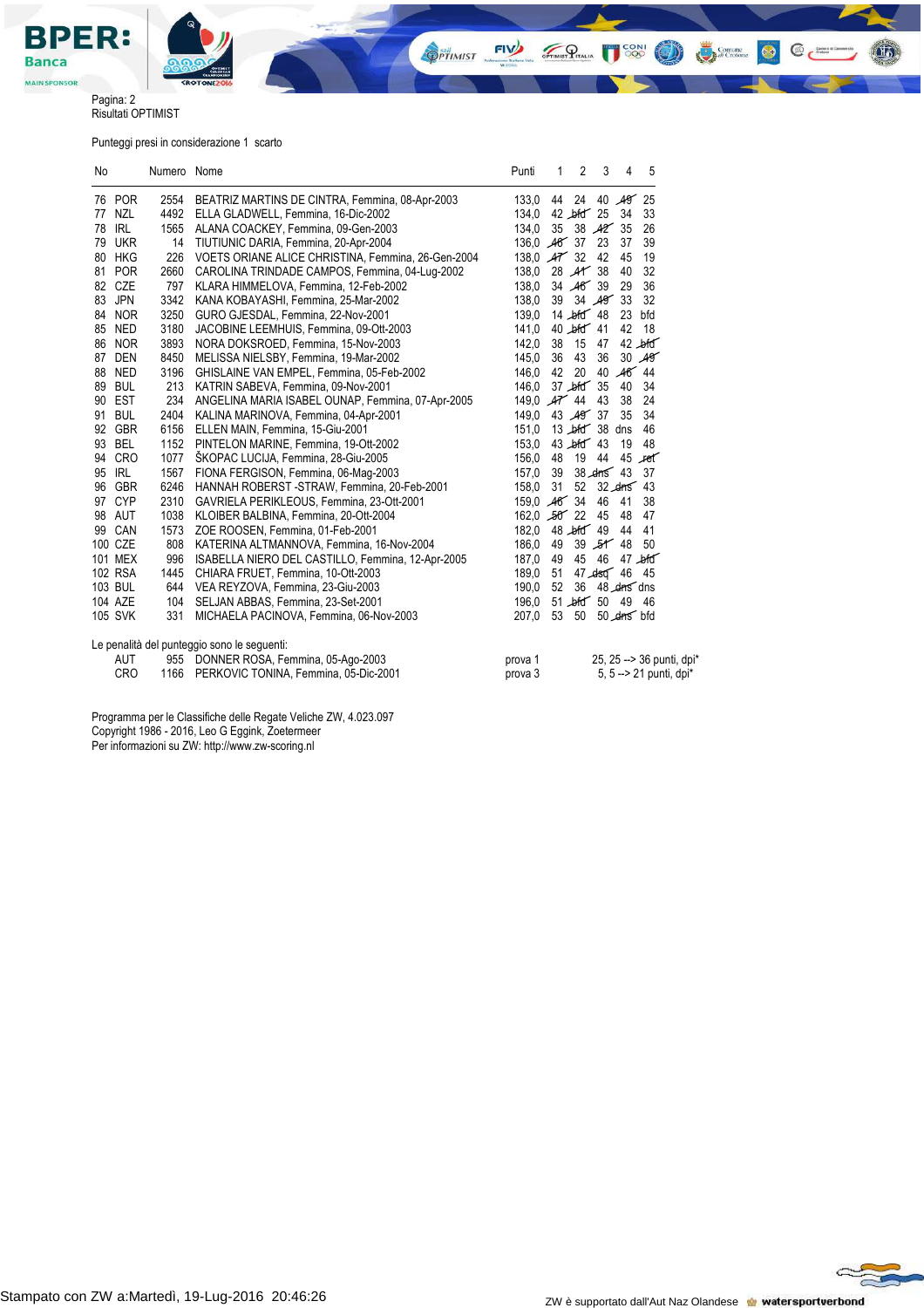Pagina: 2
Risultati OPTIMIST

Punteggi presi in considerazione 1 scarto

| No | | Numero | Nome | Punti | 1 | 2 | 3 | 4 | 5 |
|---|---|---|---|---|---|---|---|---|---|
| 76 | POR | 2554 | BEATRIZ MARTINS DE CINTRA, Femmina, 08-Apr-2003 | 133,0 | 44 | 24 | 40 | ~~49~~ | 25 |
| 77 | NZL | 4492 | ELLA GLADWELL, Femmina, 16-Dic-2002 | 134,0 | 42 | ~~bfd~~ | 25 | 34 | 33 |
| 78 | IRL | 1565 | ALANA COACKEY, Femmina, 09-Gen-2003 | 134,0 | 35 | 38 | ~~42~~ | 35 | 26 |
| 79 | UKR | 14 | TIUTIUNIC DARIA, Femmina, 20-Apr-2004 | 136,0 | ~~46~~ | 37 | 23 | 37 | 39 |
| 80 | HKG | 226 | VOETS ORIANE ALICE CHRISTINA, Femmina, 26-Gen-2004 | 138,0 | ~~47~~ | 32 | 42 | 45 | 19 |
| 81 | POR | 2660 | CAROLINA TRINDADE CAMPOS, Femmina, 04-Lug-2002 | 138,0 | 28 | ~~41~~ | 38 | 40 | 32 |
| 82 | CZE | 797 | KLARA HIMMELOVA, Femmina, 12-Feb-2002 | 138,0 | 34 | ~~46~~ | 39 | 29 | 36 |
| 83 | JPN | 3342 | KANA KOBAYASHI, Femmina, 25-Mar-2002 | 138,0 | 39 | 34 | ~~49~~ | 33 | 32 |
| 84 | NOR | 3250 | GURO GJESDAL, Femmina, 22-Nov-2001 | 139,0 | 14 | ~~bfd~~ | 48 | 23 | bfd |
| 85 | NED | 3180 | JACOBINE LEEMHUIS, Femmina, 09-Ott-2003 | 141,0 | 40 | ~~bfd~~ | 41 | 42 | 18 |
| 86 | NOR | 3893 | NORA DOKSROED, Femmina, 15-Nov-2003 | 142,0 | 38 | 15 | 47 | 42 | ~~bfd~~ |
| 87 | DEN | 8450 | MELISSA NIELSBY, Femmina, 19-Mar-2002 | 145,0 | 36 | 43 | 36 | 30 | ~~49~~ |
| 88 | NED | 3196 | GHISLAINE VAN EMPEL, Femmina, 05-Feb-2002 | 146,0 | 42 | 20 | 40 | ~~46~~ | 44 |
| 89 | BUL | 213 | KATRIN SABEVA, Femmina, 09-Nov-2001 | 146,0 | 37 | ~~bfd~~ | 35 | 40 | 34 |
| 90 | EST | 234 | ANGELINA MARIA ISABEL OUNAP, Femmina, 07-Apr-2005 | 149,0 | ~~47~~ | 44 | 43 | 38 | 24 |
| 91 | BUL | 2404 | KALINA MARINOVA, Femmina, 04-Apr-2001 | 149,0 | 43 | ~~49~~ | 37 | 35 | 34 |
| 92 | GBR | 6156 | ELLEN MAIN, Femmina, 15-Giu-2001 | 151,0 | 13 | ~~bfd~~ | 38 | dns | 46 |
| 93 | BEL | 1152 | PINTELON MARINE, Femmina, 19-Ott-2002 | 153,0 | 43 | ~~bfd~~ | 43 | 19 | 48 |
| 94 | CRO | 1077 | ŠKOPAC LUCIJA, Femmina, 28-Giu-2005 | 156,0 | 48 | 19 | 44 | 45 | ~~ret~~ |
| 95 | IRL | 1567 | FIONA FERGISON, Femmina, 06-Mag-2003 | 157,0 | 39 | 38 | ~~dns~~ | 43 | 37 |
| 96 | GBR | 6246 | HANNAH ROBERST -STRAW, Femmina, 20-Feb-2001 | 158,0 | 31 | 52 | 32 | ~~dns~~ | 43 |
| 97 | CYP | 2310 | GAVRIELA PERIKLEOUS, Femmina, 23-Ott-2001 | 159,0 | ~~46~~ | 34 | 46 | 41 | 38 |
| 98 | AUT | 1038 | KLOIBER BALBINA, Femmina, 20-Ott-2004 | 162,0 | ~~50~~ | 22 | 45 | 48 | 47 |
| 99 | CAN | 1573 | ZOE ROOSEN, Femmina, 01-Feb-2001 | 182,0 | 48 | ~~bfd~~ | 49 | 44 | 41 |
| 100 | CZE | 808 | KATERINA ALTMANNOVA, Femmina, 16-Nov-2004 | 186,0 | 49 | 39 | ~~51~~ | 48 | 50 |
| 101 | MEX | 996 | ISABELLA NIERO DEL CASTILLO, Femmina, 12-Apr-2005 | 187,0 | 49 | 45 | 46 | 47 | ~~bfd~~ |
| 102 | RSA | 1445 | CHIARA FRUET, Femmina, 10-Ott-2003 | 189,0 | 51 | 47 | ~~dsq~~ | 46 | 45 |
| 103 | BUL | 644 | VEA REYZOVA, Femmina, 23-Giu-2003 | 190,0 | 52 | 36 | 48 | ~~dns~~ | dns |
| 104 | AZE | 104 | SELJAN ABBAS, Femmina, 23-Set-2001 | 196,0 | 51 | ~~bfd~~ | 50 | 49 | 46 |
| 105 | SVK | 331 | MICHAELA PACINOVA, Femmina, 06-Nov-2003 | 207,0 | 53 | 50 | 50 | ~~dns~~ | bfd |

Le penalità del punteggio sono le seguenti:

| | | | | |
|---|---|---|---|---|
| AUT | 955 | DONNER ROSA, Femmina, 05-Ago-2003 | prova 1 | 25, 25 --> 36 punti, dpi* |
| CRO | 1166 | PERKOVIC TONINA, Femmina, 05-Dic-2001 | prova 3 | 5, 5 --> 21 punti, dpi* |

Programma per le Classifiche delle Regate Veliche ZW, 4.023.097
Copyright 1986 - 2016, Leo G Eggink, Zoetermeer
Per informazioni su ZW: http://www.zw-scoring.nl

Stampato con ZW a:Martedì, 19-Lug-2016 20:46:26

ZW è supportato dall'Aut Naz Olandese watersportverbond